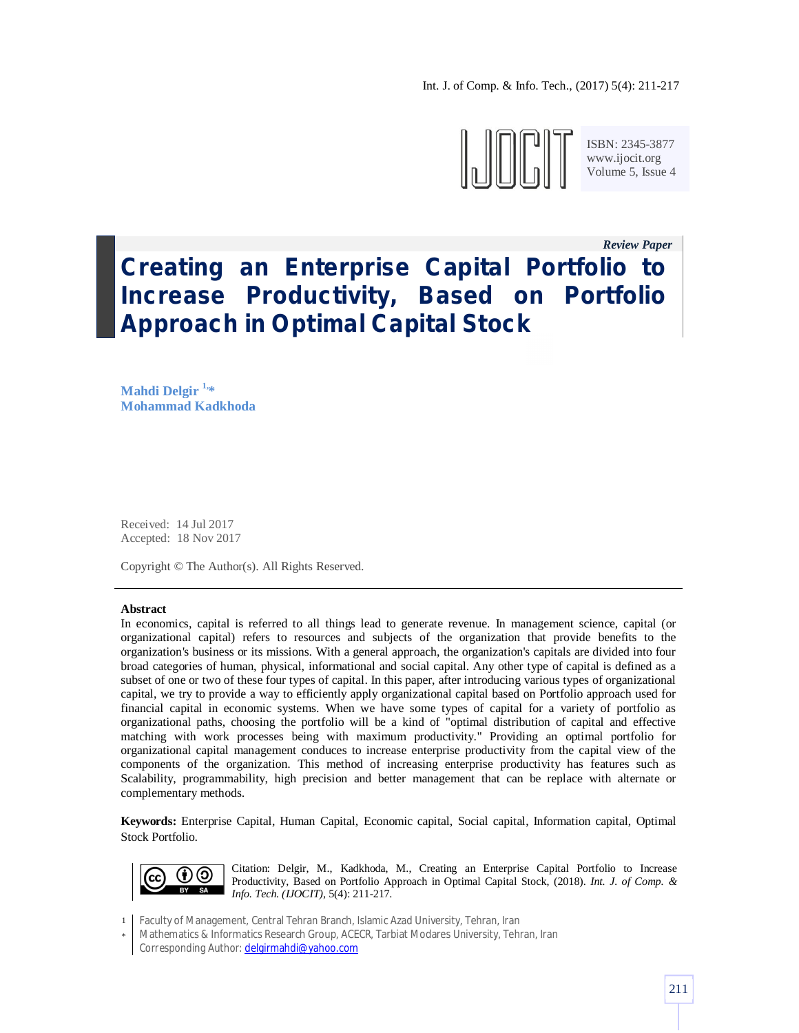*Review Paper*

# Creating an Enterprise Capital Portfolio to Increase Productivity, Based on Portfolio Approach in Optimal Capital Stock

**Mahdi Delgir** [1,*]
**Mohammad Kadkhoda**

Received: 14 Jul 2017
Accepted: 18 Nov 2017

Copyright © The Author(s). All Rights Reserved.

---

**Abstract**

In economics, capital is referred to all things lead to generate revenue. In management science, capital (or organizational capital) refers to resources and subjects of the organization that provide benefits to the organization's business or its missions. With a general approach, the organization's capitals are divided into four broad categories of human, physical, informational and social capital. Any other type of capital is defined as a subset of one or two of these four types of capital. In this paper, after introducing various types of organizational capital, we try to provide a way to efficiently apply organizational capital based on Portfolio approach used for financial capital in economic systems. When we have some types of capital for a variety of portfolio as organizational paths, choosing the portfolio will be a kind of "optimal distribution of capital and effective matching with work processes being with maximum productivity." Providing an optimal portfolio for organizational capital management conduces to increase enterprise productivity from the capital view of the components of the organization. This method of increasing enterprise productivity has features such as Scalability, programmability, high precision and better management that can be replace with alternate or complementary methods.

**Keywords:** Enterprise Capital, Human Capital, Economic capital, Social capital, Information capital, Optimal Stock Portfolio.

Citation: Delgir, M., Kadkhoda, M., Creating an Enterprise Capital Portfolio to Increase Productivity, Based on Portfolio Approach in Optimal Capital Stock, (2018). *Int. J. of Comp. & Info. Tech. (IJOCIT)*, 5(4): 211-217.

[1] Faculty of Management, Central Tehran Branch, Islamic Azad University, Tehran, Iran

[*] Mathematics & Informatics Research Group, ACECR, Tarbiat Modares University, Tehran, Iran

Corresponding Author: delgirmahdi@yahoo.com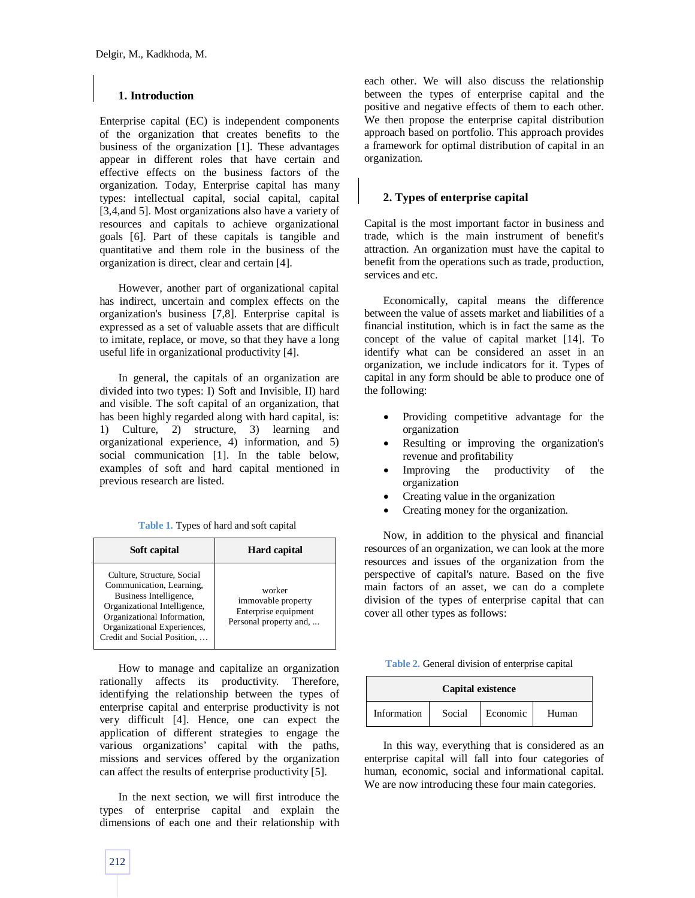## 1. Introduction

Enterprise capital (EC) is independent components of the organization that creates benefits to the business of the organization [1]. These advantages appear in different roles that have certain and effective effects on the business factors of the organization. Today, Enterprise capital has many types: intellectual capital, social capital, capital [3,4,and 5]. Most organizations also have a variety of resources and capitals to achieve organizational goals [6]. Part of these capitals is tangible and quantitative and them role in the business of the organization is direct, clear and certain [4].

However, another part of organizational capital has indirect, uncertain and complex effects on the organization's business [7,8]. Enterprise capital is expressed as a set of valuable assets that are difficult to imitate, replace, or move, so that they have a long useful life in organizational productivity [4].

In general, the capitals of an organization are divided into two types: I) Soft and Invisible, II) hard and visible. The soft capital of an organization, that has been highly regarded along with hard capital, is: 1) Culture, 2) structure, 3) learning and organizational experience, 4) information, and 5) social communication [1]. In the table below, examples of soft and hard capital mentioned in previous research are listed.

Table 1. Types of hard and soft capital

| Soft capital | Hard capital |
|---|---|
| Culture, Structure, Social Communication, Learning, Business Intelligence, Organizational Intelligence, Organizational Information, Organizational Experiences, Credit and Social Position, … | worker<br>immovable property<br>Enterprise equipment<br>Personal property and, ... |

How to manage and capitalize an organization rationally affects its productivity. Therefore, identifying the relationship between the types of enterprise capital and enterprise productivity is not very difficult [4]. Hence, one can expect the application of different strategies to engage the various organizations' capital with the paths, missions and services offered by the organization can affect the results of enterprise productivity [5].

In the next section, we will first introduce the types of enterprise capital and explain the dimensions of each one and their relationship with each other. We will also discuss the relationship between the types of enterprise capital and the positive and negative effects of them to each other. We then propose the enterprise capital distribution approach based on portfolio. This approach provides a framework for optimal distribution of capital in an organization.

## 2. Types of enterprise capital

Capital is the most important factor in business and trade, which is the main instrument of benefit's attraction. An organization must have the capital to benefit from the operations such as trade, production, services and etc.

Economically, capital means the difference between the value of assets market and liabilities of a financial institution, which is in fact the same as the concept of the value of capital market [14]. To identify what can be considered an asset in an organization, we include indicators for it. Types of capital in any form should be able to produce one of the following:

- Providing competitive advantage for the organization
- Resulting or improving the organization's revenue and profitability
- Improving the productivity of the organization
- Creating value in the organization
- Creating money for the organization.

Now, in addition to the physical and financial resources of an organization, we can look at the more resources and issues of the organization from the perspective of capital's nature. Based on the five main factors of an asset, we can do a complete division of the types of enterprise capital that can cover all other types as follows:

Table 2. General division of enterprise capital

| Capital existence | | | |
|---|---|---|---|
| Information | Social | Economic | Human |

In this way, everything that is considered as an enterprise capital will fall into four categories of human, economic, social and informational capital. We are now introducing these four main categories.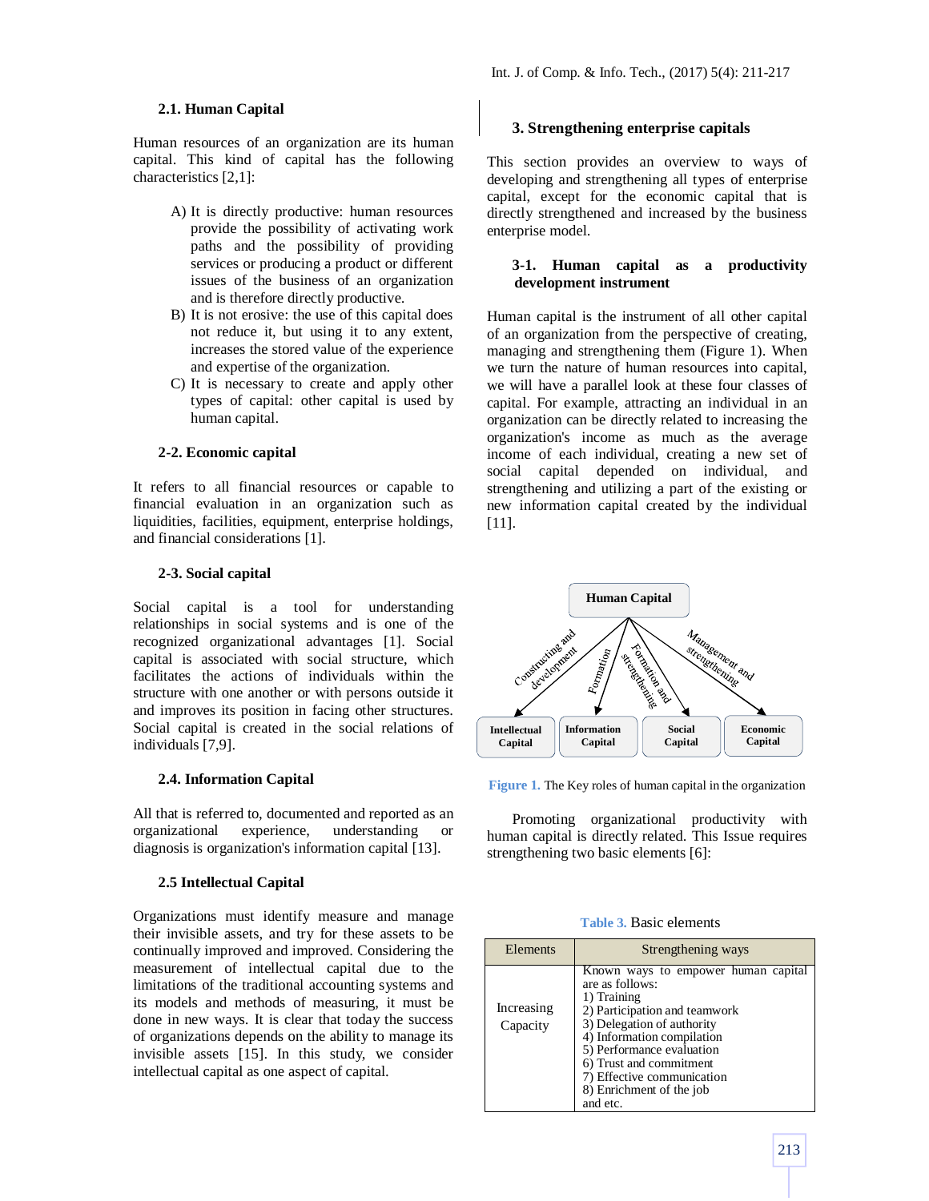### 2.1. Human Capital

Human resources of an organization are its human capital. This kind of capital has the following characteristics [2,1]:

A) It is directly productive: human resources provide the possibility of activating work paths and the possibility of providing services or producing a product or different issues of the business of an organization and is therefore directly productive.
B) It is not erosive: the use of this capital does not reduce it, but using it to any extent, increases the stored value of the experience and expertise of the organization.
C) It is necessary to create and apply other types of capital: other capital is used by human capital.

### 2-2. Economic capital

It refers to all financial resources or capable to financial evaluation in an organization such as liquidities, facilities, equipment, enterprise holdings, and financial considerations [1].

### 2-3. Social capital

Social capital is a tool for understanding relationships in social systems and is one of the recognized organizational advantages [1]. Social capital is associated with social structure, which facilitates the actions of individuals within the structure with one another or with persons outside it and improves its position in facing other structures. Social capital is created in the social relations of individuals [7,9].

### 2.4. Information Capital

All that is referred to, documented and reported as an organizational experience, understanding or diagnosis is organization's information capital [13].

### 2.5 Intellectual Capital

Organizations must identify measure and manage their invisible assets, and try for these assets to be continually improved and improved. Considering the measurement of intellectual capital due to the limitations of the traditional accounting systems and its models and methods of measuring, it must be done in new ways. It is clear that today the success of organizations depends on the ability to manage its invisible assets [15]. In this study, we consider intellectual capital as one aspect of capital.

## 3. Strengthening enterprise capitals

This section provides an overview to ways of developing and strengthening all types of enterprise capital, except for the economic capital that is directly strengthened and increased by the business enterprise model.

### 3-1. Human capital as a productivity development instrument

Human capital is the instrument of all other capital of an organization from the perspective of creating, managing and strengthening them (Figure 1). When we turn the nature of human resources into capital, we will have a parallel look at these four classes of capital. For example, attracting an individual in an organization can be directly related to increasing the organization's income as much as the average income of each individual, creating a new set of social capital depended on individual, and strengthening and utilizing a part of the existing or new information capital created by the individual [11].

Human Capital → (Constructing and development) → Intellectual Capital; (Formation) → Information Capital; (Formation and strengthening) → Social Capital; (Management and strengthening) → Economic Capital

Figure 1. The Key roles of human capital in the organization

Promoting organizational productivity with human capital is directly related. This Issue requires strengthening two basic elements [6]:

Table 3. Basic elements

| Elements | Strengthening ways |
| --- | --- |
| Increasing Capacity | Known ways to empower human capital are as follows:<br>1) Training<br>2) Participation and teamwork<br>3) Delegation of authority<br>4) Information compilation<br>5) Performance evaluation<br>6) Trust and commitment<br>7) Effective communication<br>8) Enrichment of the job<br>and etc. |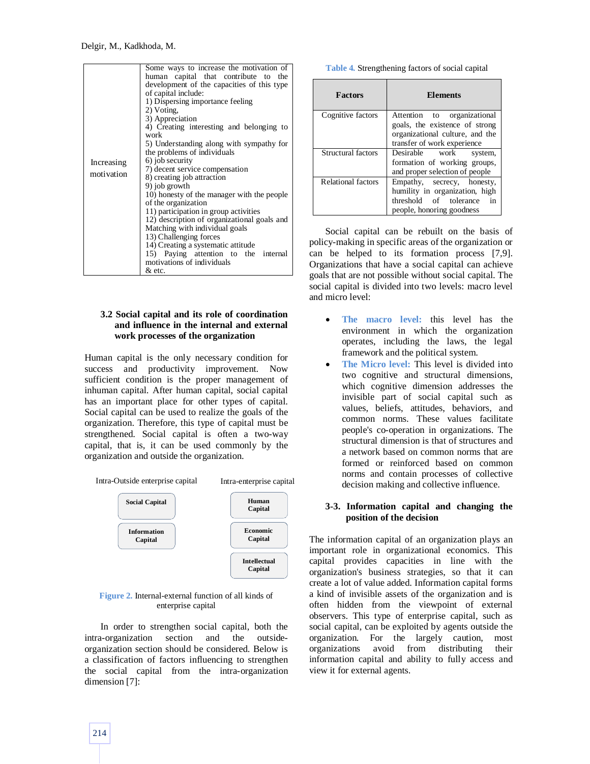| Increasing motivation | Some ways to increase the motivation of human capital that contribute to the development of the capacities of this type of capital include:<br>1) Dispersing importance feeling<br>2) Voting,<br>3) Appreciation<br>4) Creating interesting and belonging to work<br>5) Understanding along with sympathy for the problems of individuals<br>6) job security<br>7) decent service compensation<br>8) creating job attraction<br>9) job growth<br>10) honesty of the manager with the people of the organization<br>11) participation in group activities<br>12) description of organizational goals and Matching with individual goals<br>13) Challenging forces<br>14) Creating a systematic attitude<br>15) Paying attention to the internal motivations of individuals<br>& etc. |
|---|---|

### 3.2 Social capital and its role of coordination and influence in the internal and external work processes of the organization

Human capital is the only necessary condition for success and productivity improvement. Now sufficient condition is the proper management of inhuman capital. After human capital, social capital has an important place for other types of capital. Social capital can be used to realize the goals of the organization. Therefore, this type of capital must be strengthened. Social capital is often a two-way capital, that is, it can be used commonly by the organization and outside the organization.

| Intra-Outside enterprise capital | Intra-enterprise capital |
|---|---|
| Social Capital | Human Capital |
| Information Capital | Economic Capital |
| | Intellectual Capital |

Figure 2. Internal-external function of all kinds of enterprise capital

In order to strengthen social capital, both the intra-organization section and the outside-organization section should be considered. Below is a classification of factors influencing to strengthen the social capital from the intra-organization dimension [7]:

Table 4. Strengthening factors of social capital

| Factors | Elements |
|---|---|
| Cognitive factors | Attention to organizational goals, the existence of strong organizational culture, and the transfer of work experience |
| Structural factors | Desirable work system, formation of working groups, and proper selection of people |
| Relational factors | Empathy, secrecy, honesty, humility in organization, high threshold of tolerance in people, honoring goodness |

Social capital can be rebuilt on the basis of policy-making in specific areas of the organization or can be helped to its formation process [7,9]. Organizations that have a social capital can achieve goals that are not possible without social capital. The social capital is divided into two levels: macro level and micro level:

- **The macro level:** this level has the environment in which the organization operates, including the laws, the legal framework and the political system.
- **The Micro level:** This level is divided into two cognitive and structural dimensions, which cognitive dimension addresses the invisible part of social capital such as values, beliefs, attitudes, behaviors, and common norms. These values facilitate people's co-operation in organizations. The structural dimension is that of structures and a network based on common norms that are formed or reinforced based on common norms and contain processes of collective decision making and collective influence.

### 3-3. Information capital and changing the position of the decision

The information capital of an organization plays an important role in organizational economics. This capital provides capacities in line with the organization's business strategies, so that it can create a lot of value added. Information capital forms a kind of invisible assets of the organization and is often hidden from the viewpoint of external observers. This type of enterprise capital, such as social capital, can be exploited by agents outside the organization. For the largely caution, most organizations avoid from distributing their information capital and ability to fully access and view it for external agents.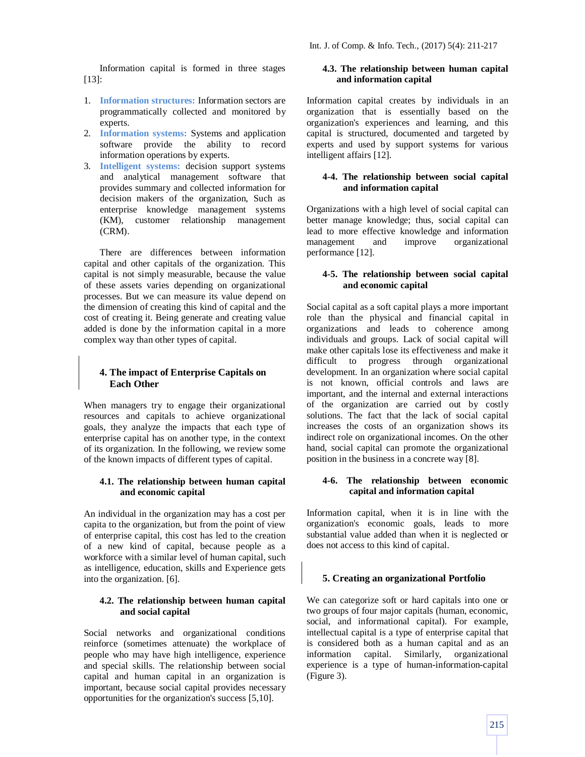Information capital is formed in three stages [13]:

1. **Information structures:** Information sectors are programmatically collected and monitored by experts.
2. **Information systems:** Systems and application software provide the ability to record information operations by experts.
3. **Intelligent systems:** decision support systems and analytical management software that provides summary and collected information for decision makers of the organization, Such as enterprise knowledge management systems (KM), customer relationship management (CRM).

There are differences between information capital and other capitals of the organization. This capital is not simply measurable, because the value of these assets varies depending on organizational processes. But we can measure its value depend on the dimension of creating this kind of capital and the cost of creating it. Being generate and creating value added is done by the information capital in a more complex way than other types of capital.

## 4. The impact of Enterprise Capitals on Each Other

When managers try to engage their organizational resources and capitals to achieve organizational goals, they analyze the impacts that each type of enterprise capital has on another type, in the context of its organization. In the following, we review some of the known impacts of different types of capital.

### 4.1. The relationship between human capital and economic capital

An individual in the organization may has a cost per capita to the organization, but from the point of view of enterprise capital, this cost has led to the creation of a new kind of capital, because people as a workforce with a similar level of human capital, such as intelligence, education, skills and Experience gets into the organization. [6].

### 4.2. The relationship between human capital and social capital

Social networks and organizational conditions reinforce (sometimes attenuate) the workplace of people who may have high intelligence, experience and special skills. The relationship between social capital and human capital in an organization is important, because social capital provides necessary opportunities for the organization's success [5,10].

### 4.3. The relationship between human capital and information capital

Information capital creates by individuals in an organization that is essentially based on the organization's experiences and learning, and this capital is structured, documented and targeted by experts and used by support systems for various intelligent affairs [12].

### 4-4. The relationship between social capital and information capital

Organizations with a high level of social capital can better manage knowledge; thus, social capital can lead to more effective knowledge and information management and improve organizational performance [12].

### 4-5. The relationship between social capital and economic capital

Social capital as a soft capital plays a more important role than the physical and financial capital in organizations and leads to coherence among individuals and groups. Lack of social capital will make other capitals lose its effectiveness and make it difficult to progress through organizational development. In an organization where social capital is not known, official controls and laws are important, and the internal and external interactions of the organization are carried out by costly solutions. The fact that the lack of social capital increases the costs of an organization shows its indirect role on organizational incomes. On the other hand, social capital can promote the organizational position in the business in a concrete way [8].

### 4-6. The relationship between economic capital and information capital

Information capital, when it is in line with the organization's economic goals, leads to more substantial value added than when it is neglected or does not access to this kind of capital.

## 5. Creating an organizational Portfolio

We can categorize soft or hard capitals into one or two groups of four major capitals (human, economic, social, and informational capital). For example, intellectual capital is a type of enterprise capital that is considered both as a human capital and as an information capital. Similarly, organizational experience is a type of human-information-capital (Figure 3).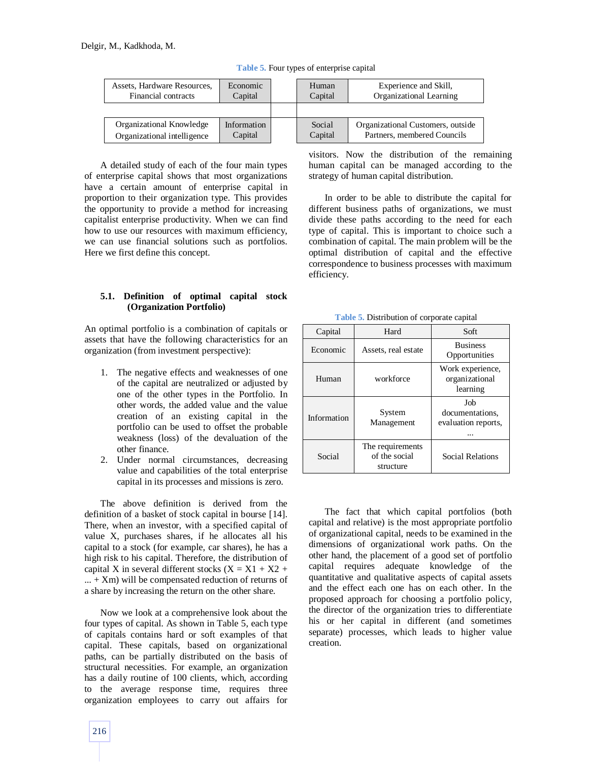Table 5. Four types of enterprise capital

| Description | Capital | | Capital | Description |
|---|---|---|---|---|
| Assets, Hardware Resources, Financial contracts | Economic Capital | | Human Capital | Experience and Skill, Organizational Learning |
| Organizational Knowledge Organizational intelligence | Information Capital | | Social Capital | Organizational Customers, outside Partners, membered Councils |

A detailed study of each of the four main types of enterprise capital shows that most organizations have a certain amount of enterprise capital in proportion to their organization type. This provides the opportunity to provide a method for increasing capitalist enterprise productivity. When we can find how to use our resources with maximum efficiency, we can use financial solutions such as portfolios. Here we first define this concept.

### 5.1. Definition of optimal capital stock (Organization Portfolio)

An optimal portfolio is a combination of capitals or assets that have the following characteristics for an organization (from investment perspective):

1. The negative effects and weaknesses of one of the capital are neutralized or adjusted by one of the other types in the Portfolio. In other words, the added value and the value creation of an existing capital in the portfolio can be used to offset the probable weakness (loss) of the devaluation of the other finance.
2. Under normal circumstances, decreasing value and capabilities of the total enterprise capital in its processes and missions is zero.

The above definition is derived from the definition of a basket of stock capital in bourse [14]. There, when an investor, with a specified capital of value X, purchases shares, if he allocates all his capital to a stock (for example, car shares), he has a high risk to his capital. Therefore, the distribution of capital X in several different stocks ($X = X1 + X2 + ... + Xm$) will be compensated reduction of returns of a share by increasing the return on the other share.

Now we look at a comprehensive look about the four types of capital. As shown in Table 5, each type of capitals contains hard or soft examples of that capital. These capitals, based on organizational paths, can be partially distributed on the basis of structural necessities. For example, an organization has a daily routine of 100 clients, which, according to the average response time, requires three organization employees to carry out affairs for visitors. Now the distribution of the remaining human capital can be managed according to the strategy of human capital distribution.

In order to be able to distribute the capital for different business paths of organizations, we must divide these paths according to the need for each type of capital. This is important to choice such a combination of capital. The main problem will be the optimal distribution of capital and the effective correspondence to business processes with maximum efficiency.

Table 5. Distribution of corporate capital

| Capital | Hard | Soft |
|---|---|---|
| Economic | Assets, real estate | Business Opportunities |
| Human | workforce | Work experience, organizational learning |
| Information | System Management | Job documentations, evaluation reports, ... |
| Social | The requirements of the social structure | Social Relations |

The fact that which capital portfolios (both capital and relative) is the most appropriate portfolio of organizational capital, needs to be examined in the dimensions of organizational work paths. On the other hand, the placement of a good set of portfolio capital requires adequate knowledge of the quantitative and qualitative aspects of capital assets and the effect each one has on each other. In the proposed approach for choosing a portfolio policy, the director of the organization tries to differentiate his or her capital in different (and sometimes separate) processes, which leads to higher value creation.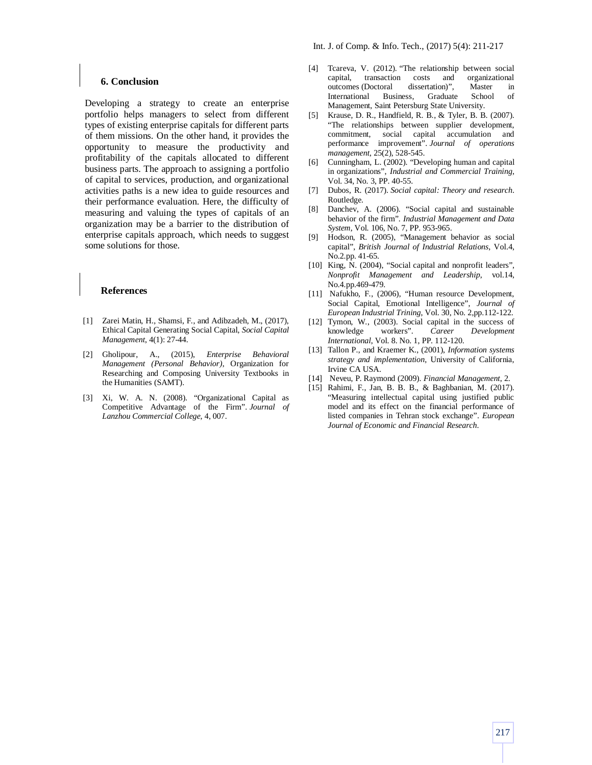## 6. Conclusion

Developing a strategy to create an enterprise portfolio helps managers to select from different types of existing enterprise capitals for different parts of them missions. On the other hand, it provides the opportunity to measure the productivity and profitability of the capitals allocated to different business parts. The approach to assigning a portfolio of capital to services, production, and organizational activities paths is a new idea to guide resources and their performance evaluation. Here, the difficulty of measuring and valuing the types of capitals of an organization may be a barrier to the distribution of enterprise capitals approach, which needs to suggest some solutions for those.

## References

[1] Zarei Matin, H., Shamsi, F., and Adibzadeh, M., (2017), Ethical Capital Generating Social Capital, *Social Capital Management*, 4(1): 27-44.

[2] Gholipour, A., (2015), *Enterprise Behavioral Management (Personal Behavior)*, Organization for Researching and Composing University Textbooks in the Humanities (SAMT).

[3] Xi, W. A. N. (2008). "Organizational Capital as Competitive Advantage of the Firm". *Journal of Lanzhou Commercial College*, 4, 007.

[4] Tcareva, V. (2012). "The relationship between social capital, transaction costs and organizational outcomes (Doctoral dissertation)", Master in International Business, Graduate School of Management, Saint Petersburg State University.

[5] Krause, D. R., Handfield, R. B., & Tyler, B. B. (2007). "The relationships between supplier development, commitment, social capital accumulation and performance improvement". *Journal of operations management*, 25(2), 528-545.

[6] Cunningham, L. (2002). "Developing human and capital in organizations", *Industrial and Commercial Training*, Vol. 34, No. 3, PP. 40-55.

[7] Dubos, R. (2017). *Social capital: Theory and research*. Routledge.

[8] Danchev, A. (2006). "Social capital and sustainable behavior of the firm". *Industrial Management and Data System*, Vol. 106, No. 7, PP. 953-965.

[9] Hodson, R. (2005), "Management behavior as social capital", *British Journal of Industrial Relations*, Vol.4, No.2.pp. 41-65.

[10] King, N. (2004), "Social capital and nonprofit leaders", *Nonprofit Management and Leadership*, vol.14, No.4.pp.469-479.

[11] Nafukho, F., (2006), "Human resource Development, Social Capital, Emotional Intelligence", *Journal of European Industrial Trining*, Vol. 30, No. 2,pp.112-122.

[12] Tymon, W., (2003). Social capital in the success of knowledge workers". *Career Development International*, Vol. 8. No. 1, PP. 112-120.

[13] Tallon P., and Kraemer K., (2001), *Information systems strategy and implementation*, University of California, Irvine CA USA.

[14] Neveu, P. Raymond (2009). *Financial Management*, 2.

[15] Rahimi, F., Jan, B. B. B., & Baghbanian, M. (2017). "Measuring intellectual capital using justified public model and its effect on the financial performance of listed companies in Tehran stock exchange". *European Journal of Economic and Financial Research*.